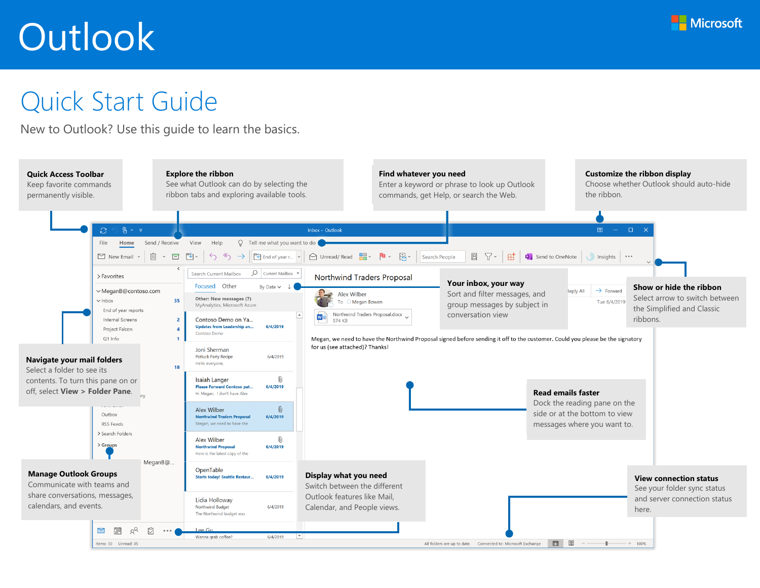# Outlook

Microsoft

## Quick Start Guide

New to Outlook? Use this guide to learn the basics.

**Quick Access Toolbar**
Keep favorite commands permanently visible.

**Explore the ribbon**
See what Outlook can do by selecting the ribbon tabs and exploring available tools.

**Find whatever you need**
Enter a keyword or phrase to look up Outlook commands, get Help, or search the Web.

**Customize the ribbon display**
Choose whether Outlook should auto-hide the ribbon.

**Your inbox, your way**
Sort and filter messages, and group messages by subject in conversation view

**Show or hide the ribbon**
Select arrow to switch between the Simplified and Classic ribbons.

**Navigate your mail folders**
Select a folder to see its contents. To turn this pane on or off, select **View > Folder Pane**.

**Read emails faster**
Dock the reading pane on the side or at the bottom to view messages where you want to.

**Manage Outlook Groups**
Communicate with teams and share conversations, messages, calendars, and events.

**Display what you need**
Switch between the different Outlook features like Mail, Calendar, and People views.

**View connection status**
See your folder sync status and server connection status here.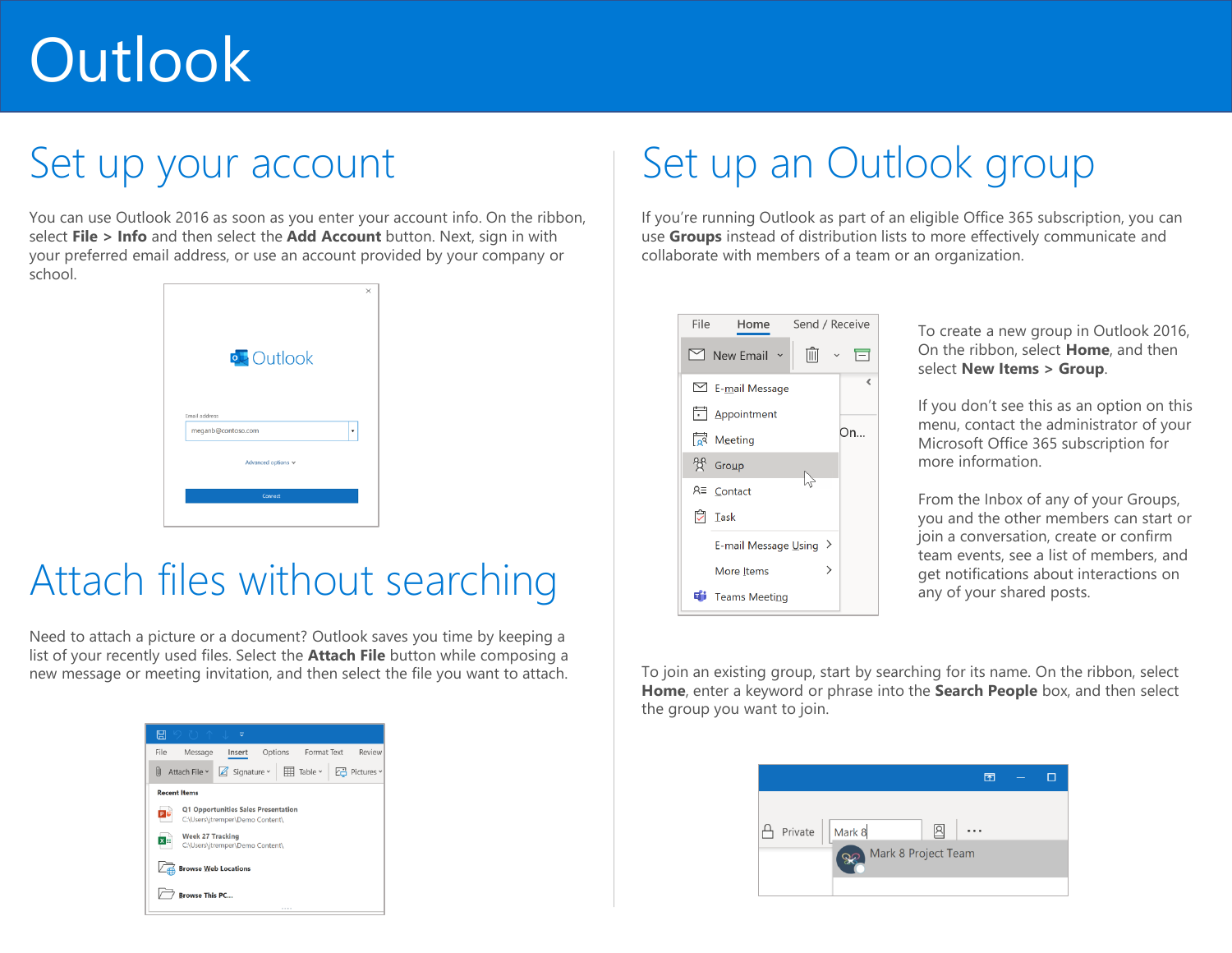# Outlook

## Set up your account

You can use Outlook 2016 as soon as you enter your account info. On the ribbon, select **File > Info** and then select the **Add Account** button. Next, sign in with your preferred email address, or use an account provided by your company or school.

## Attach files without searching

Need to attach a picture or a document? Outlook saves you time by keeping a list of your recently used files. Select the **Attach File** button while composing a new message or meeting invitation, and then select the file you want to attach.

## Set up an Outlook group

If you're running Outlook as part of an eligible Office 365 subscription, you can use **Groups** instead of distribution lists to more effectively communicate and collaborate with members of a team or an organization.

To create a new group in Outlook 2016, On the ribbon, select **Home**, and then select **New Items > Group**.

If you don't see this as an option on this menu, contact the administrator of your Microsoft Office 365 subscription for more information.

From the Inbox of any of your Groups, you and the other members can start or join a conversation, create or confirm team events, see a list of members, and get notifications about interactions on any of your shared posts.

To join an existing group, start by searching for its name. On the ribbon, select **Home**, enter a keyword or phrase into the **Search People** box, and then select the group you want to join.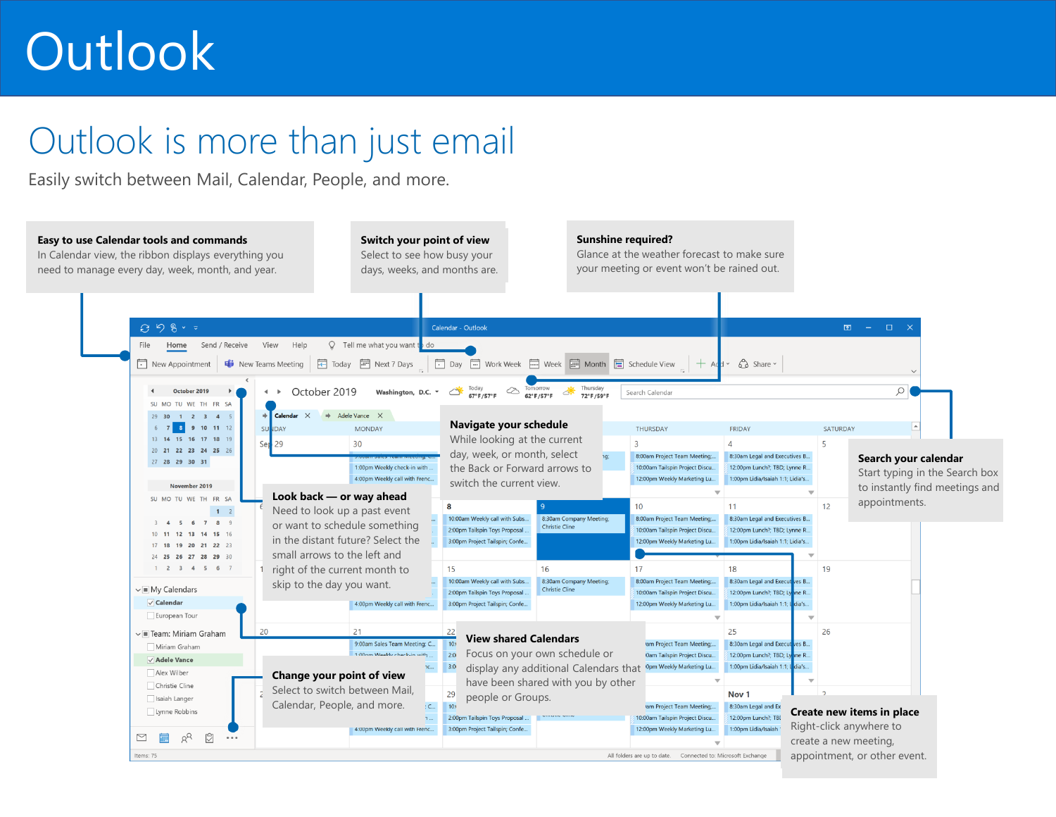# Outlook

## Outlook is more than just email

Easily switch between Mail, Calendar, People, and more.

**Easy to use Calendar tools and commands**
In Calendar view, the ribbon displays everything you need to manage every day, week, month, and year.

**Switch your point of view**
Select to see how busy your days, weeks, and months are.

**Sunshine required?**
Glance at the weather forecast to make sure your meeting or event won't be rained out.

**Navigate your schedule**
While looking at the current day, week, or month, select the Back or Forward arrows to switch the current view.

**Search your calendar**
Start typing in the Search box to instantly find meetings and appointments.

**Look back — or way ahead**
Need to look up a past event or want to schedule something in the distant future? Select the small arrows to the left and right of the current month to skip to the day you want.

**View shared Calendars**
Focus on your own schedule or display any additional Calendars that have been shared with you by other people or Groups.

**Change your point of view**
Select to switch between Mail, Calendar, People, and more.

**Create new items in place**
Right-click anywhere to create a new meeting, appointment, or other event.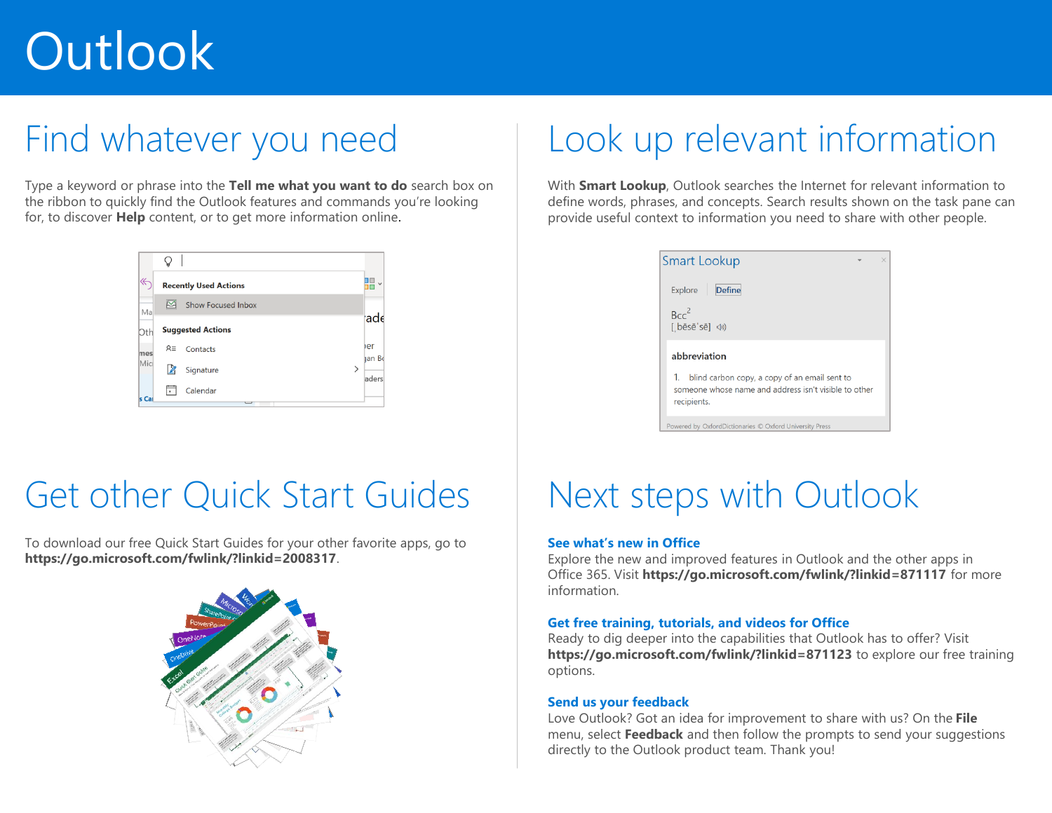# Outlook

## Find whatever you need

Type a keyword or phrase into the **Tell me what you want to do** search box on the ribbon to quickly find the Outlook features and commands you're looking for, to discover **Help** content, or to get more information online.

## Look up relevant information

With **Smart Lookup**, Outlook searches the Internet for relevant information to define words, phrases, and concepts. Search results shown on the task pane can provide useful context to information you need to share with other people.

## Get other Quick Start Guides

To download our free Quick Start Guides for your other favorite apps, go to **https://go.microsoft.com/fwlink/?linkid=2008317**.

## Next steps with Outlook

**See what's new in Office**

Explore the new and improved features in Outlook and the other apps in Office 365. Visit **https://go.microsoft.com/fwlink/?linkid=871117** for more information.

**Get free training, tutorials, and videos for Office**

Ready to dig deeper into the capabilities that Outlook has to offer? Visit **https://go.microsoft.com/fwlink/?linkid=871123** to explore our free training options.

**Send us your feedback**

Love Outlook? Got an idea for improvement to share with us? On the **File** menu, select **Feedback** and then follow the prompts to send your suggestions directly to the Outlook product team. Thank you!